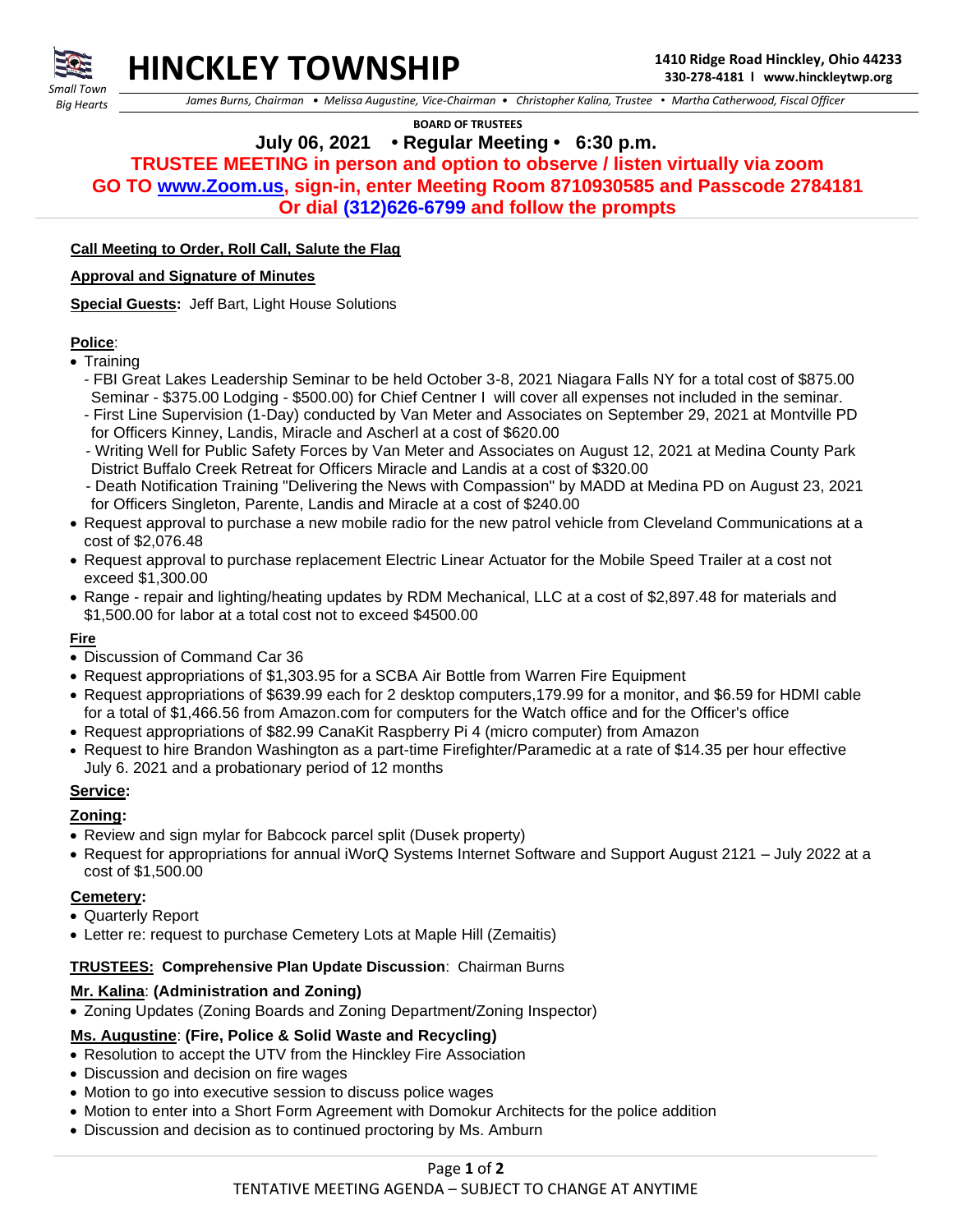# HINCKLEY TOWNSHIP

Small Town Big Hearts

**1410 Ridge Road Hinckley, Ohio 44233**
**330-278-4181 l www.hinckleytwp.org**

*James Burns, Chairman • Melissa Augustine, Vice-Chairman • Christopher Kalina, Trustee • Martha Catherwood, Fiscal Officer*

**BOARD OF TRUSTEES**

## July 06, 2021 • Regular Meeting • 6:30 p.m.

**TRUSTEE MEETING in person and option to observe / listen virtually via zoom**
**GO TO www.Zoom.us, sign-in, enter Meeting Room 8710930585 and Passcode 2784181**
**Or dial (312)626-6799 and follow the prompts**

**Call Meeting to Order, Roll Call, Salute the Flag**

**Approval and Signature of Minutes**

**Special Guests:** Jeff Bart, Light House Solutions

**Police**:

- Training
  - FBI Great Lakes Leadership Seminar to be held October 3-8, 2021 Niagara Falls NY for a total cost of $875.00 Seminar - $375.00 Lodging - $500.00) for Chief Centner I will cover all expenses not included in the seminar.
  - First Line Supervision (1-Day) conducted by Van Meter and Associates on September 29, 2021 at Montville PD for Officers Kinney, Landis, Miracle and Ascherl at a cost of $620.00
  - Writing Well for Public Safety Forces by Van Meter and Associates on August 12, 2021 at Medina County Park District Buffalo Creek Retreat for Officers Miracle and Landis at a cost of $320.00
  - Death Notification Training "Delivering the News with Compassion" by MADD at Medina PD on August 23, 2021 for Officers Singleton, Parente, Landis and Miracle at a cost of $240.00
- Request approval to purchase a new mobile radio for the new patrol vehicle from Cleveland Communications at a cost of $2,076.48
- Request approval to purchase replacement Electric Linear Actuator for the Mobile Speed Trailer at a cost not exceed $1,300.00
- Range - repair and lighting/heating updates by RDM Mechanical, LLC at a cost of $2,897.48 for materials and $1,500.00 for labor at a total cost not to exceed $4500.00

**Fire**

- Discussion of Command Car 36
- Request appropriations of $1,303.95 for a SCBA Air Bottle from Warren Fire Equipment
- Request appropriations of $639.99 each for 2 desktop computers,179.99 for a monitor, and $6.59 for HDMI cable for a total of $1,466.56 from Amazon.com for computers for the Watch office and for the Officer's office
- Request appropriations of $82.99 CanaKit Raspberry Pi 4 (micro computer) from Amazon
- Request to hire Brandon Washington as a part-time Firefighter/Paramedic at a rate of $14.35 per hour effective July 6. 2021 and a probationary period of 12 months

**Service:**

**Zoning:**

- Review and sign mylar for Babcock parcel split (Dusek property)
- Request for appropriations for annual iWorQ Systems Internet Software and Support August 2121 – July 2022 at a cost of $1,500.00

**Cemetery:**

- Quarterly Report
- Letter re: request to purchase Cemetery Lots at Maple Hill (Zemaitis)

**TRUSTEES: Comprehensive Plan Update Discussion**: Chairman Burns

**Mr. Kalina**: **(Administration and Zoning)**

- Zoning Updates (Zoning Boards and Zoning Department/Zoning Inspector)

**Ms. Augustine**: **(Fire, Police & Solid Waste and Recycling)**

- Resolution to accept the UTV from the Hinckley Fire Association
- Discussion and decision on fire wages
- Motion to go into executive session to discuss police wages
- Motion to enter into a Short Form Agreement with Domokur Architects for the police addition
- Discussion and decision as to continued proctoring by Ms. Amburn

TENTATIVE MEETING AGENDA – SUBJECT TO CHANGE AT ANYTIME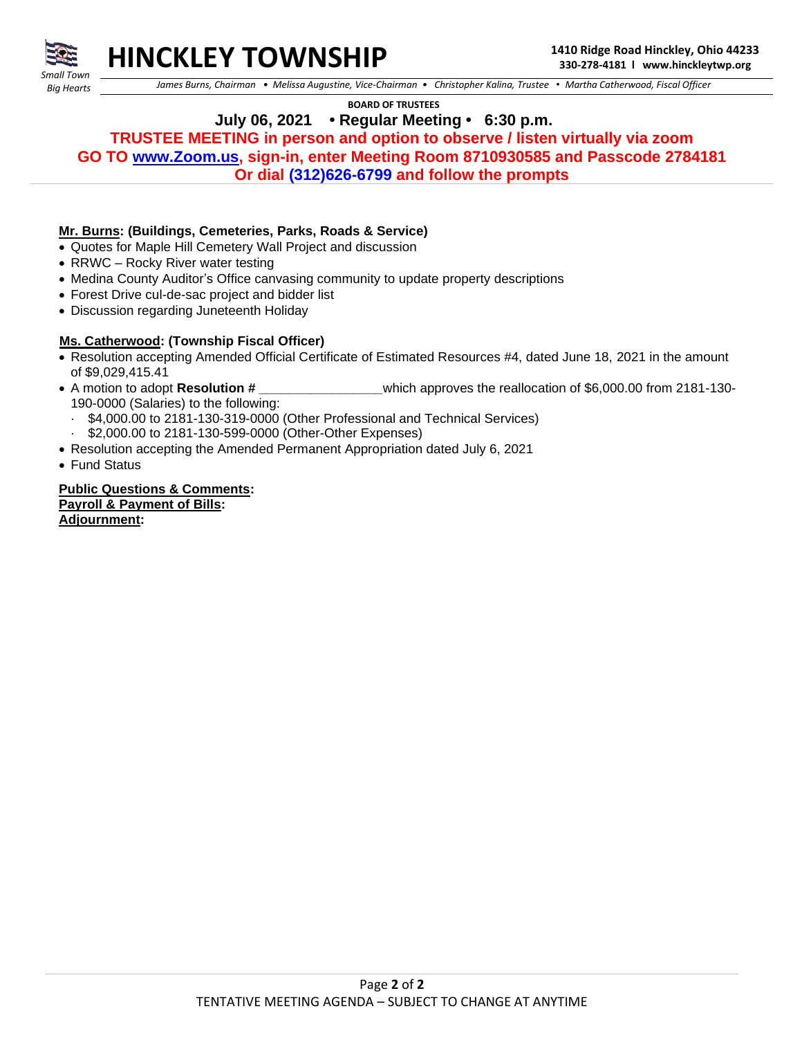# HINCKLEY TOWNSHIP

*Small Town Big Hearts*

**1410 Ridge Road Hinckley, Ohio 44233**
**330-278-4181 l www.hinckleytwp.org**

*James Burns, Chairman • Melissa Augustine, Vice-Chairman • Christopher Kalina, Trustee • Martha Catherwood, Fiscal Officer*

**BOARD OF TRUSTEES**

**July 06, 2021 • Regular Meeting • 6:30 p.m.**

**TRUSTEE MEETING in person and option to observe / listen virtually via zoom**
**GO TO www.Zoom.us, sign-in, enter Meeting Room 8710930585 and Passcode 2784181**
**Or dial (312)626-6799 and follow the prompts**

**Mr. Burns: (Buildings, Cemeteries, Parks, Roads & Service)**

- Quotes for Maple Hill Cemetery Wall Project and discussion
- RRWC – Rocky River water testing
- Medina County Auditor's Office canvasing community to update property descriptions
- Forest Drive cul-de-sac project and bidder list
- Discussion regarding Juneteenth Holiday

**Ms. Catherwood: (Township Fiscal Officer)**

- Resolution accepting Amended Official Certificate of Estimated Resources #4, dated June 18, 2021 in the amount of $9,029,415.41
- A motion to adopt **Resolution # ________________** which approves the reallocation of $6,000.00 from 2181-130-190-0000 (Salaries) to the following:
  - $4,000.00 to 2181-130-319-0000 (Other Professional and Technical Services)
  - $2,000.00 to 2181-130-599-0000 (Other-Other Expenses)
- Resolution accepting the Amended Permanent Appropriation dated July 6, 2021
- Fund Status

**Public Questions & Comments:**
**Payroll & Payment of Bills:**
**Adjournment:**

TENTATIVE MEETING AGENDA – SUBJECT TO CHANGE AT ANYTIME